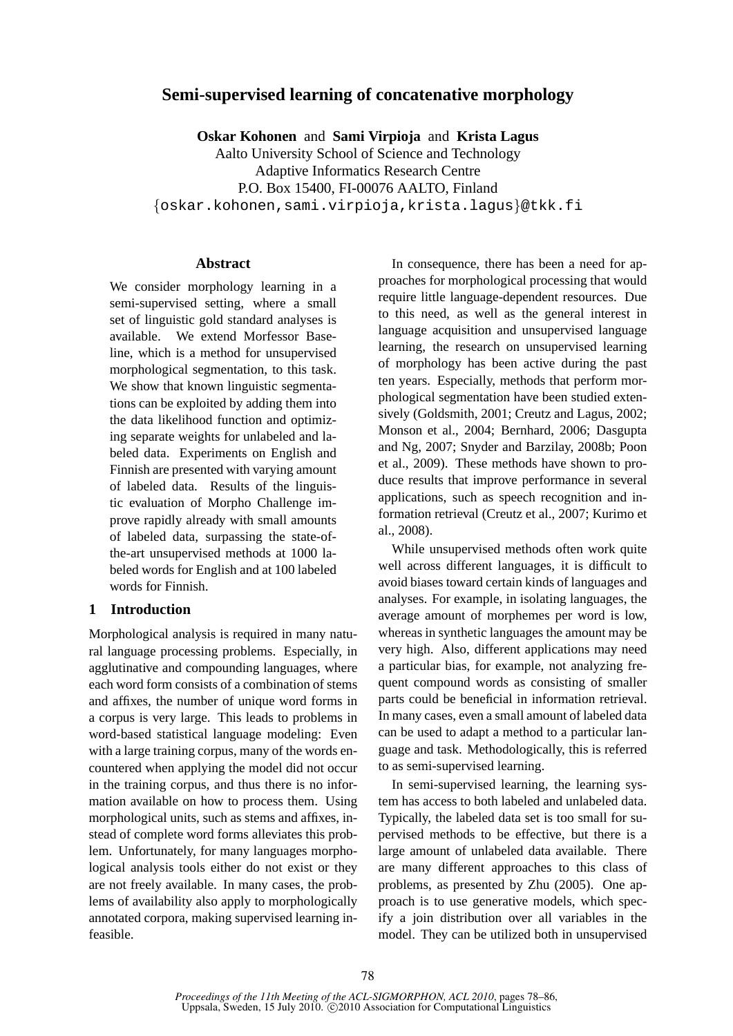# Semi-supervised learning of concatenative morphology

**Oskar Kohonen** and **Sami Virpioja** and **Krista Lagus**
Aalto University School of Science and Technology
Adaptive Informatics Research Centre
P.O. Box 15400, FI-00076 AALTO, Finland
{oskar.kohonen,sami.virpioja,krista.lagus}@tkk.fi

## Abstract

We consider morphology learning in a semi-supervised setting, where a small set of linguistic gold standard analyses is available. We extend Morfessor Baseline, which is a method for unsupervised morphological segmentation, to this task. We show that known linguistic segmentations can be exploited by adding them into the data likelihood function and optimizing separate weights for unlabeled and labeled data. Experiments on English and Finnish are presented with varying amount of labeled data. Results of the linguistic evaluation of Morpho Challenge improve rapidly already with small amounts of labeled data, surpassing the state-of-the-art unsupervised methods at 1000 labeled words for English and at 100 labeled words for Finnish.

## 1 Introduction

Morphological analysis is required in many natural language processing problems. Especially, in agglutinative and compounding languages, where each word form consists of a combination of stems and affixes, the number of unique word forms in a corpus is very large. This leads to problems in word-based statistical language modeling: Even with a large training corpus, many of the words encountered when applying the model did not occur in the training corpus, and thus there is no information available on how to process them. Using morphological units, such as stems and affixes, instead of complete word forms alleviates this problem. Unfortunately, for many languages morphological analysis tools either do not exist or they are not freely available. In many cases, the problems of availability also apply to morphologically annotated corpora, making supervised learning infeasible.

In consequence, there has been a need for approaches for morphological processing that would require little language-dependent resources. Due to this need, as well as the general interest in language acquisition and unsupervised language learning, the research on unsupervised learning of morphology has been active during the past ten years. Especially, methods that perform morphological segmentation have been studied extensively (Goldsmith, 2001; Creutz and Lagus, 2002; Monson et al., 2004; Bernhard, 2006; Dasgupta and Ng, 2007; Snyder and Barzilay, 2008b; Poon et al., 2009). These methods have shown to produce results that improve performance in several applications, such as speech recognition and information retrieval (Creutz et al., 2007; Kurimo et al., 2008).

While unsupervised methods often work quite well across different languages, it is difficult to avoid biases toward certain kinds of languages and analyses. For example, in isolating languages, the average amount of morphemes per word is low, whereas in synthetic languages the amount may be very high. Also, different applications may need a particular bias, for example, not analyzing frequent compound words as consisting of smaller parts could be beneficial in information retrieval. In many cases, even a small amount of labeled data can be used to adapt a method to a particular language and task. Methodologically, this is referred to as semi-supervised learning.

In semi-supervised learning, the learning system has access to both labeled and unlabeled data. Typically, the labeled data set is too small for supervised methods to be effective, but there is a large amount of unlabeled data available. There are many different approaches to this class of problems, as presented by Zhu (2005). One approach is to use generative models, which specify a join distribution over all variables in the model. They can be utilized both in unsupervised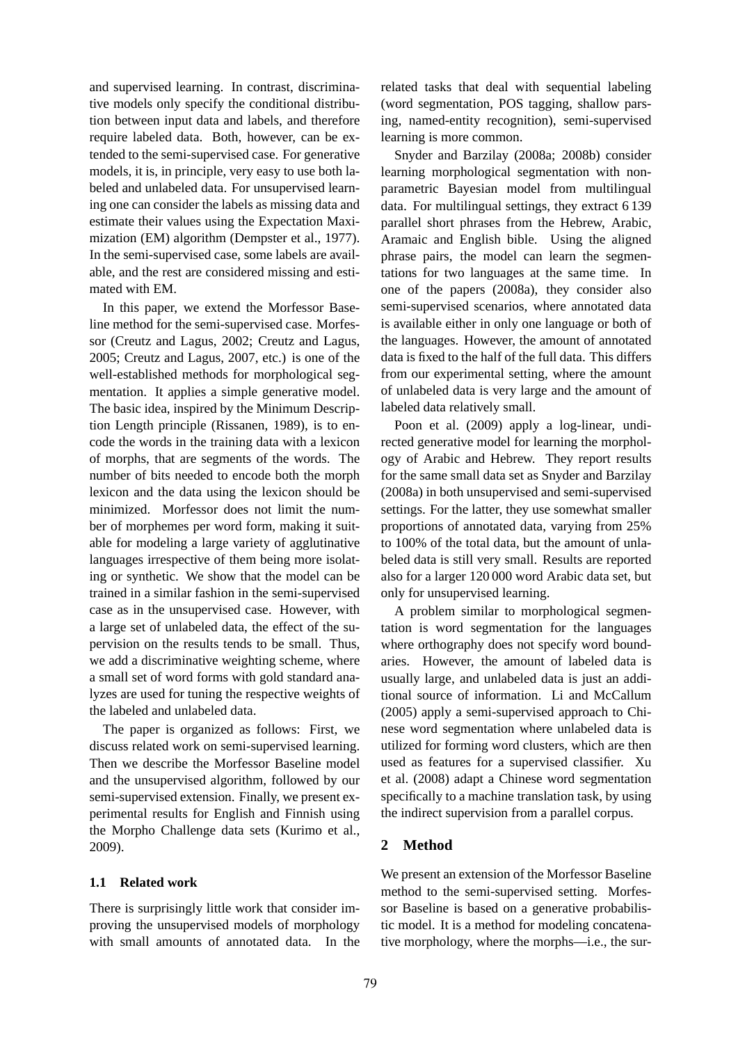and supervised learning. In contrast, discriminative models only specify the conditional distribution between input data and labels, and therefore require labeled data. Both, however, can be extended to the semi-supervised case. For generative models, it is, in principle, very easy to use both labeled and unlabeled data. For unsupervised learning one can consider the labels as missing data and estimate their values using the Expectation Maximization (EM) algorithm (Dempster et al., 1977). In the semi-supervised case, some labels are available, and the rest are considered missing and estimated with EM.

In this paper, we extend the Morfessor Baseline method for the semi-supervised case. Morfessor (Creutz and Lagus, 2002; Creutz and Lagus, 2005; Creutz and Lagus, 2007, etc.) is one of the well-established methods for morphological segmentation. It applies a simple generative model. The basic idea, inspired by the Minimum Description Length principle (Rissanen, 1989), is to encode the words in the training data with a lexicon of morphs, that are segments of the words. The number of bits needed to encode both the morph lexicon and the data using the lexicon should be minimized. Morfessor does not limit the number of morphemes per word form, making it suitable for modeling a large variety of agglutinative languages irrespective of them being more isolating or synthetic. We show that the model can be trained in a similar fashion in the semi-supervised case as in the unsupervised case. However, with a large set of unlabeled data, the effect of the supervision on the results tends to be small. Thus, we add a discriminative weighting scheme, where a small set of word forms with gold standard analyzes are used for tuning the respective weights of the labeled and unlabeled data.

The paper is organized as follows: First, we discuss related work on semi-supervised learning. Then we describe the Morfessor Baseline model and the unsupervised algorithm, followed by our semi-supervised extension. Finally, we present experimental results for English and Finnish using the Morpho Challenge data sets (Kurimo et al., 2009).

### 1.1 Related work

There is surprisingly little work that consider improving the unsupervised models of morphology with small amounts of annotated data. In the related tasks that deal with sequential labeling (word segmentation, POS tagging, shallow parsing, named-entity recognition), semi-supervised learning is more common.

Snyder and Barzilay (2008a; 2008b) consider learning morphological segmentation with nonparametric Bayesian model from multilingual data. For multilingual settings, they extract 6 139 parallel short phrases from the Hebrew, Arabic, Aramaic and English bible. Using the aligned phrase pairs, the model can learn the segmentations for two languages at the same time. In one of the papers (2008a), they consider also semi-supervised scenarios, where annotated data is available either in only one language or both of the languages. However, the amount of annotated data is fixed to the half of the full data. This differs from our experimental setting, where the amount of unlabeled data is very large and the amount of labeled data relatively small.

Poon et al. (2009) apply a log-linear, undirected generative model for learning the morphology of Arabic and Hebrew. They report results for the same small data set as Snyder and Barzilay (2008a) in both unsupervised and semi-supervised settings. For the latter, they use somewhat smaller proportions of annotated data, varying from 25% to 100% of the total data, but the amount of unlabeled data is still very small. Results are reported also for a larger 120 000 word Arabic data set, but only for unsupervised learning.

A problem similar to morphological segmentation is word segmentation for the languages where orthography does not specify word boundaries. However, the amount of labeled data is usually large, and unlabeled data is just an additional source of information. Li and McCallum (2005) apply a semi-supervised approach to Chinese word segmentation where unlabeled data is utilized for forming word clusters, which are then used as features for a supervised classifier. Xu et al. (2008) adapt a Chinese word segmentation specifically to a machine translation task, by using the indirect supervision from a parallel corpus.

## 2 Method

We present an extension of the Morfessor Baseline method to the semi-supervised setting. Morfessor Baseline is based on a generative probabilistic model. It is a method for modeling concatenative morphology, where the morphs—i.e., the sur-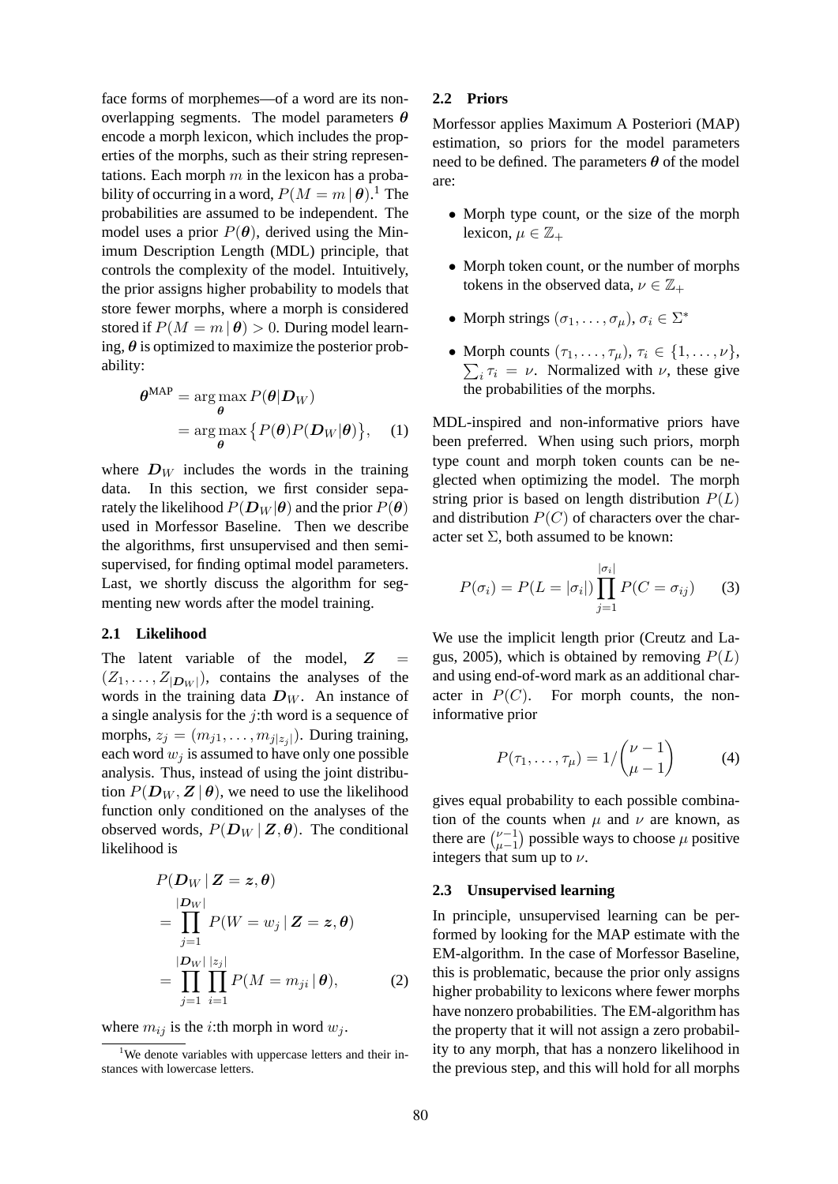face forms of morphemes—of a word are its non-overlapping segments. The model parameters $\boldsymbol{\theta}$ encode a morph lexicon, which includes the properties of the morphs, such as their string representations. Each morph $m$ in the lexicon has a probability of occurring in a word, $P(M = m \mid \boldsymbol{\theta})$.[1] The probabilities are assumed to be independent. The model uses a prior $P(\boldsymbol{\theta})$, derived using the Minimum Description Length (MDL) principle, that controls the complexity of the model. Intuitively, the prior assigns higher probability to models that store fewer morphs, where a morph is considered stored if $P(M = m \mid \boldsymbol{\theta}) > 0$. During model learning, $\boldsymbol{\theta}$ is optimized to maximize the posterior probability:

$$\boldsymbol{\theta}^{\text{MAP}} = \arg\max_{\boldsymbol{\theta}} P(\boldsymbol{\theta}|\boldsymbol{D}_W) = \arg\max_{\boldsymbol{\theta}} \big\{ P(\boldsymbol{\theta}) P(\boldsymbol{D}_W|\boldsymbol{\theta}) \big\}, \quad (1)$$

where $\boldsymbol{D}_W$ includes the words in the training data. In this section, we first consider separately the likelihood $P(\boldsymbol{D}_W|\boldsymbol{\theta})$ and the prior $P(\boldsymbol{\theta})$ used in Morfessor Baseline. Then we describe the algorithms, first unsupervised and then semi-supervised, for finding optimal model parameters. Last, we shortly discuss the algorithm for segmenting new words after the model training.

### 2.1 Likelihood

The latent variable of the model, $\boldsymbol{Z} = (Z_1, \ldots, Z_{|\boldsymbol{D}_W|})$, contains the analyses of the words in the training data $\boldsymbol{D}_W$. An instance of a single analysis for the $j$:th word is a sequence of morphs, $z_j = (m_{j1}, \ldots, m_{j|z_j|})$. During training, each word $w_j$ is assumed to have only one possible analysis. Thus, instead of using the joint distribution $P(\boldsymbol{D}_W, \boldsymbol{Z} \mid \boldsymbol{\theta})$, we need to use the likelihood function only conditioned on the analyses of the observed words, $P(\boldsymbol{D}_W \mid \boldsymbol{Z}, \boldsymbol{\theta})$. The conditional likelihood is

$$\begin{aligned} & P(\boldsymbol{D}_W \mid \boldsymbol{Z} = \boldsymbol{z}, \boldsymbol{\theta}) \\ &= \prod_{j=1}^{|\boldsymbol{D}_W|} P(W = w_j \mid \boldsymbol{Z} = \boldsymbol{z}, \boldsymbol{\theta}) \\ &= \prod_{j=1}^{|\boldsymbol{D}_W|} \prod_{i=1}^{|z_j|} P(M = m_{ji} \mid \boldsymbol{\theta}), \end{aligned} \quad (2)$$

where $m_{ij}$ is the $i$:th morph in word $w_j$.

[1] We denote variables with uppercase letters and their instances with lowercase letters.

### 2.2 Priors

Morfessor applies Maximum A Posteriori (MAP) estimation, so priors for the model parameters need to be defined. The parameters $\boldsymbol{\theta}$ of the model are:

- Morph type count, or the size of the morph lexicon, $\mu \in \mathbb{Z}_+$
- Morph token count, or the number of morphs tokens in the observed data, $\nu \in \mathbb{Z}_+$
- Morph strings $(\sigma_1, \ldots, \sigma_\mu)$, $\sigma_i \in \Sigma^*$
- Morph counts $(\tau_1, \ldots, \tau_\mu)$, $\tau_i \in \{1, \ldots, \nu\}$, $\sum_i \tau_i = \nu$. Normalized with $\nu$, these give the probabilities of the morphs.

MDL-inspired and non-informative priors have been preferred. When using such priors, morph type count and morph token counts can be neglected when optimizing the model. The morph string prior is based on length distribution $P(L)$ and distribution $P(C)$ of characters over the character set $\Sigma$, both assumed to be known:

$$P(\sigma_i) = P(L = |\sigma_i|) \prod_{j=1}^{|\sigma_i|} P(C = \sigma_{ij}) \quad (3)$$

We use the implicit length prior (Creutz and Lagus, 2005), which is obtained by removing $P(L)$ and using end-of-word mark as an additional character in $P(C)$. For morph counts, the non-informative prior

$$P(\tau_1, \ldots, \tau_\mu) = 1 / \binom{\nu - 1}{\mu - 1} \quad (4)$$

gives equal probability to each possible combination of the counts when $\mu$ and $\nu$ are known, as there are $\binom{\nu-1}{\mu-1}$ possible ways to choose $\mu$ positive integers that sum up to $\nu$.

### 2.3 Unsupervised learning

In principle, unsupervised learning can be performed by looking for the MAP estimate with the EM-algorithm. In the case of Morfessor Baseline, this is problematic, because the prior only assigns higher probability to lexicons where fewer morphs have nonzero probabilities. The EM-algorithm has the property that it will not assign a zero probability to any morph, that has a nonzero likelihood in the previous step, and this will hold for all morphs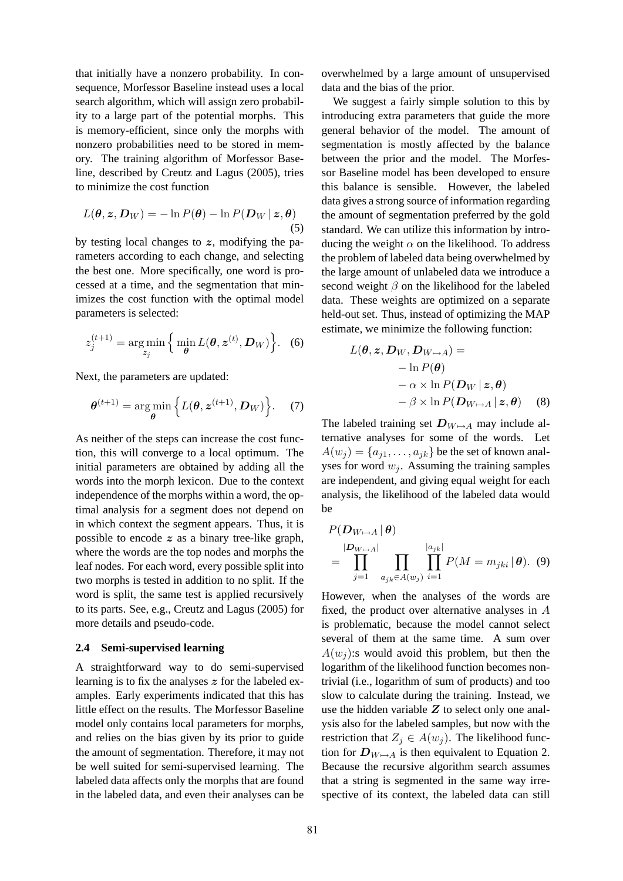that initially have a nonzero probability. In consequence, Morfessor Baseline instead uses a local search algorithm, which will assign zero probability to a large part of the potential morphs. This is memory-efficient, since only the morphs with nonzero probabilities need to be stored in memory. The training algorithm of Morfessor Baseline, described by Creutz and Lagus (2005), tries to minimize the cost function

$$L(\boldsymbol{\theta}, \boldsymbol{z}, \boldsymbol{D}_W) = -\ln P(\boldsymbol{\theta}) - \ln P(\boldsymbol{D}_W \mid \boldsymbol{z}, \boldsymbol{\theta}) \tag{5}$$

by testing local changes to $\boldsymbol{z}$, modifying the parameters according to each change, and selecting the best one. More specifically, one word is processed at a time, and the segmentation that minimizes the cost function with the optimal model parameters is selected:

$$z_j^{(t+1)} = \arg\min_{z_j} \Big\{ \min_{\boldsymbol{\theta}} L(\boldsymbol{\theta}, \boldsymbol{z}^{(t)}, \boldsymbol{D}_W) \Big\}. \tag{6}$$

Next, the parameters are updated:

$$\boldsymbol{\theta}^{(t+1)} = \arg\min_{\boldsymbol{\theta}} \Big\{ L(\boldsymbol{\theta}, \boldsymbol{z}^{(t+1)}, \boldsymbol{D}_W) \Big\}. \tag{7}$$

As neither of the steps can increase the cost function, this will converge to a local optimum. The initial parameters are obtained by adding all the words into the morph lexicon. Due to the context independence of the morphs within a word, the optimal analysis for a segment does not depend on in which context the segment appears. Thus, it is possible to encode $\boldsymbol{z}$ as a binary tree-like graph, where the words are the top nodes and morphs the leaf nodes. For each word, every possible split into two morphs is tested in addition to no split. If the word is split, the same test is applied recursively to its parts. See, e.g., Creutz and Lagus (2005) for more details and pseudo-code.

### 2.4 Semi-supervised learning

A straightforward way to do semi-supervised learning is to fix the analyses $\boldsymbol{z}$ for the labeled examples. Early experiments indicated that this has little effect on the results. The Morfessor Baseline model only contains local parameters for morphs, and relies on the bias given by its prior to guide the amount of segmentation. Therefore, it may not be well suited for semi-supervised learning. The labeled data affects only the morphs that are found in the labeled data, and even their analyses can be overwhelmed by a large amount of unsupervised data and the bias of the prior.

We suggest a fairly simple solution to this by introducing extra parameters that guide the more general behavior of the model. The amount of segmentation is mostly affected by the balance between the prior and the model. The Morfessor Baseline model has been developed to ensure this balance is sensible. However, the labeled data gives a strong source of information regarding the amount of segmentation preferred by the gold standard. We can utilize this information by introducing the weight $\alpha$ on the likelihood. To address the problem of labeled data being overwhelmed by the large amount of unlabeled data we introduce a second weight $\beta$ on the likelihood for the labeled data. These weights are optimized on a separate held-out set. Thus, instead of optimizing the MAP estimate, we minimize the following function:

$$\begin{aligned} L(\boldsymbol{\theta}, \boldsymbol{z}, \boldsymbol{D}_W, \boldsymbol{D}_{W\mapsto A}) = \\ -\ln P(\boldsymbol{\theta}) \\ -\alpha \times \ln P(\boldsymbol{D}_W \mid \boldsymbol{z}, \boldsymbol{\theta}) \\ -\beta \times \ln P(\boldsymbol{D}_{W\mapsto A} \mid \boldsymbol{z}, \boldsymbol{\theta}) \end{aligned} \tag{8}$$

The labeled training set $\boldsymbol{D}_{W\mapsto A}$ may include alternative analyses for some of the words. Let $A(w_j) = \{a_{j1}, \ldots, a_{jk}\}$ be the set of known analyses for word $w_j$. Assuming the training samples are independent, and giving equal weight for each analysis, the likelihood of the labeled data would be

$$P(\boldsymbol{D}_{W\mapsto A} \mid \boldsymbol{\theta}) = \prod_{j=1}^{|\boldsymbol{D}_{W\mapsto A}|} \prod_{a_{jk} \in A(w_j)} \prod_{i=1}^{|a_{jk}|} P(M = m_{jki} \mid \boldsymbol{\theta}). \tag{9}$$

However, when the analyses of the words are fixed, the product over alternative analyses in $A$ is problematic, because the model cannot select several of them at the same time. A sum over $A(w_j)$:s would avoid this problem, but then the logarithm of the likelihood function becomes nontrivial (i.e., logarithm of sum of products) and too slow to calculate during the training. Instead, we use the hidden variable $\boldsymbol{Z}$ to select only one analysis also for the labeled samples, but now with the restriction that $Z_j \in A(w_j)$. The likelihood function for $\boldsymbol{D}_{W\mapsto A}$ is then equivalent to Equation 2. Because the recursive algorithm search assumes that a string is segmented in the same way irrespective of its context, the labeled data can still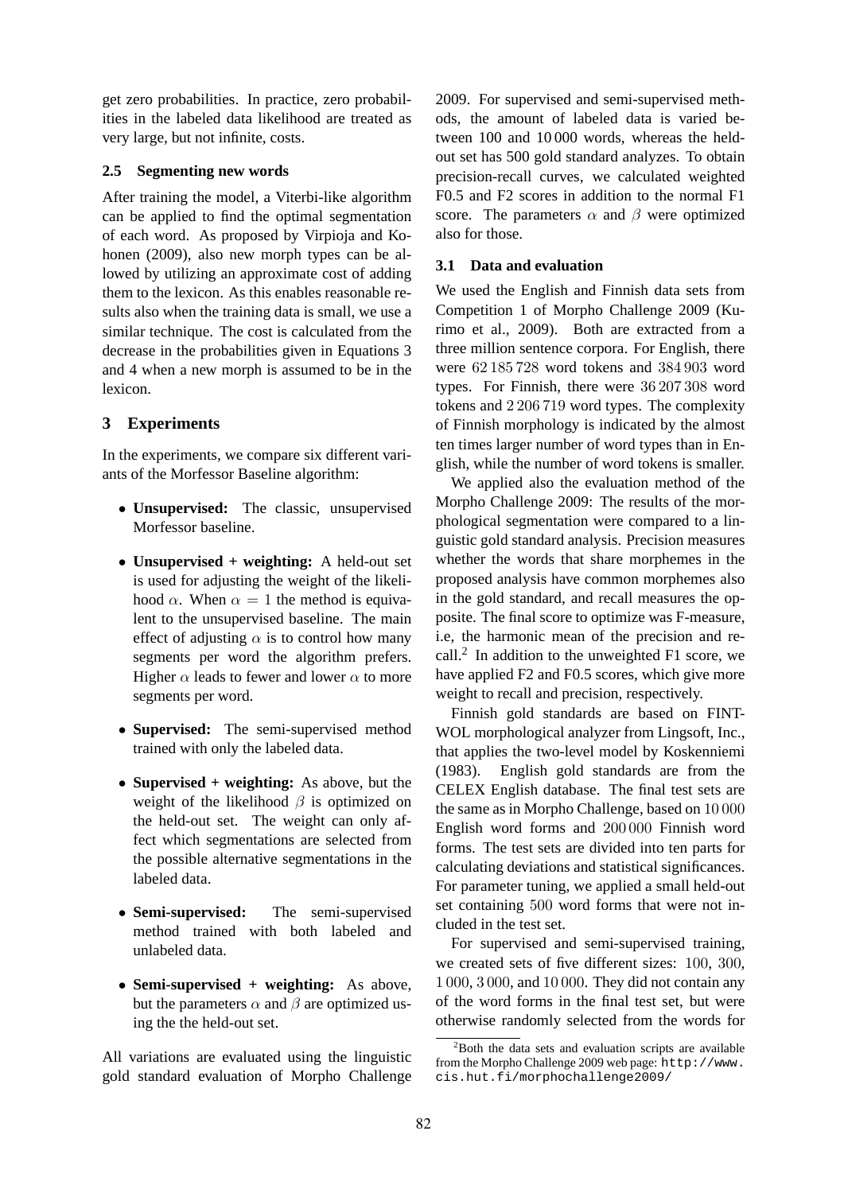get zero probabilities. In practice, zero probabilities in the labeled data likelihood are treated as very large, but not infinite, costs.

### 2.5 Segmenting new words

After training the model, a Viterbi-like algorithm can be applied to find the optimal segmentation of each word. As proposed by Virpioja and Kohonen (2009), also new morph types can be allowed by utilizing an approximate cost of adding them to the lexicon. As this enables reasonable results also when the training data is small, we use a similar technique. The cost is calculated from the decrease in the probabilities given in Equations 3 and 4 when a new morph is assumed to be in the lexicon.

## 3 Experiments

In the experiments, we compare six different variants of the Morfessor Baseline algorithm:

- **Unsupervised:** The classic, unsupervised Morfessor baseline.
- **Unsupervised + weighting:** A held-out set is used for adjusting the weight of the likelihood $\alpha$. When $\alpha = 1$ the method is equivalent to the unsupervised baseline. The main effect of adjusting $\alpha$ is to control how many segments per word the algorithm prefers. Higher $\alpha$ leads to fewer and lower $\alpha$ to more segments per word.
- **Supervised:** The semi-supervised method trained with only the labeled data.
- **Supervised + weighting:** As above, but the weight of the likelihood $\beta$ is optimized on the held-out set. The weight can only affect which segmentations are selected from the possible alternative segmentations in the labeled data.
- **Semi-supervised:** The semi-supervised method trained with both labeled and unlabeled data.
- **Semi-supervised + weighting:** As above, but the parameters $\alpha$ and $\beta$ are optimized using the the held-out set.

All variations are evaluated using the linguistic gold standard evaluation of Morpho Challenge 2009. For supervised and semi-supervised methods, the amount of labeled data is varied between 100 and 10 000 words, whereas the held-out set has 500 gold standard analyzes. To obtain precision-recall curves, we calculated weighted F0.5 and F2 scores in addition to the normal F1 score. The parameters $\alpha$ and $\beta$ were optimized also for those.

### 3.1 Data and evaluation

We used the English and Finnish data sets from Competition 1 of Morpho Challenge 2009 (Kurimo et al., 2009). Both are extracted from a three million sentence corpora. For English, there were 62 185 728 word tokens and 384 903 word types. For Finnish, there were 36 207 308 word tokens and 2 206 719 word types. The complexity of Finnish morphology is indicated by the almost ten times larger number of word types than in English, while the number of word tokens is smaller.

We applied also the evaluation method of the Morpho Challenge 2009: The results of the morphological segmentation were compared to a linguistic gold standard analysis. Precision measures whether the words that share morphemes in the proposed analysis have common morphemes also in the gold standard, and recall measures the opposite. The final score to optimize was F-measure, i.e, the harmonic mean of the precision and recall.[2] In addition to the unweighted F1 score, we have applied F2 and F0.5 scores, which give more weight to recall and precision, respectively.

Finnish gold standards are based on FINTWOL morphological analyzer from Lingsoft, Inc., that applies the two-level model by Koskenniemi (1983). English gold standards are from the CELEX English database. The final test sets are the same as in Morpho Challenge, based on 10 000 English word forms and 200 000 Finnish word forms. The test sets are divided into ten parts for calculating deviations and statistical significances. For parameter tuning, we applied a small held-out set containing 500 word forms that were not included in the test set.

For supervised and semi-supervised training, we created sets of five different sizes: 100, 300, 1 000, 3 000, and 10 000. They did not contain any of the word forms in the final test set, but were otherwise randomly selected from the words for

[2] Both the data sets and evaluation scripts are available from the Morpho Challenge 2009 web page: http://www.cis.hut.fi/morphochallenge2009/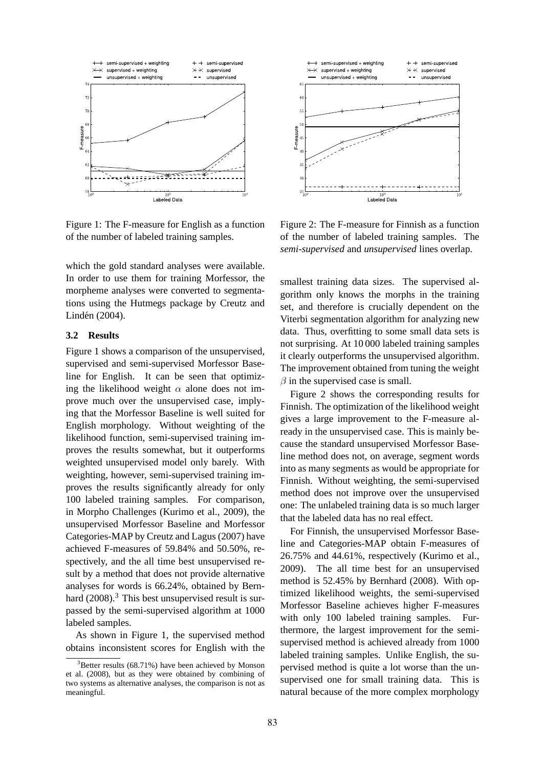Figure 1: The F-measure for English as a function of the number of labeled training samples.

Figure 2: The F-measure for Finnish as a function of the number of labeled training samples. The *semi-supervised* and *unsupervised* lines overlap.

which the gold standard analyses were available. In order to use them for training Morfessor, the morpheme analyses were converted to segmentations using the Hutmegs package by Creutz and Lindén (2004).

### 3.2 Results

Figure 1 shows a comparison of the unsupervised, supervised and semi-supervised Morfessor Baseline for English. It can be seen that optimizing the likelihood weight $\alpha$ alone does not improve much over the unsupervised case, implying that the Morfessor Baseline is well suited for English morphology. Without weighting of the likelihood function, semi-supervised training improves the results somewhat, but it outperforms weighted unsupervised model only barely. With weighting, however, semi-supervised training improves the results significantly already for only 100 labeled training samples. For comparison, in Morpho Challenges (Kurimo et al., 2009), the unsupervised Morfessor Baseline and Morfessor Categories-MAP by Creutz and Lagus (2007) have achieved F-measures of 59.84% and 50.50%, respectively, and the all time best unsupervised result by a method that does not provide alternative analyses for words is 66.24%, obtained by Bernhard (2008).[3] This best unsupervised result is surpassed by the semi-supervised algorithm at 1000 labeled samples.

As shown in Figure 1, the supervised method obtains inconsistent scores for English with the smallest training data sizes. The supervised algorithm only knows the morphs in the training set, and therefore is crucially dependent on the Viterbi segmentation algorithm for analyzing new data. Thus, overfitting to some small data sets is not surprising. At 10 000 labeled training samples it clearly outperforms the unsupervised algorithm. The improvement obtained from tuning the weight $\beta$ in the supervised case is small.

Figure 2 shows the corresponding results for Finnish. The optimization of the likelihood weight gives a large improvement to the F-measure already in the unsupervised case. This is mainly because the standard unsupervised Morfessor Baseline method does not, on average, segment words into as many segments as would be appropriate for Finnish. Without weighting, the semi-supervised method does not improve over the unsupervised one: The unlabeled training data is so much larger that the labeled data has no real effect.

For Finnish, the unsupervised Morfessor Baseline and Categories-MAP obtain F-measures of 26.75% and 44.61%, respectively (Kurimo et al., 2009). The all time best for an unsupervised method is 52.45% by Bernhard (2008). With optimized likelihood weights, the semi-supervised Morfessor Baseline achieves higher F-measures with only 100 labeled training samples. Furthermore, the largest improvement for the semi-supervised method is achieved already from 1000 labeled training samples. Unlike English, the supervised method is quite a lot worse than the unsupervised one for small training data. This is natural because of the more complex morphology

[3] Better results (68.71%) have been achieved by Monson et al. (2008), but as they were obtained by combining of two systems as alternative analyses, the comparison is not as meaningful.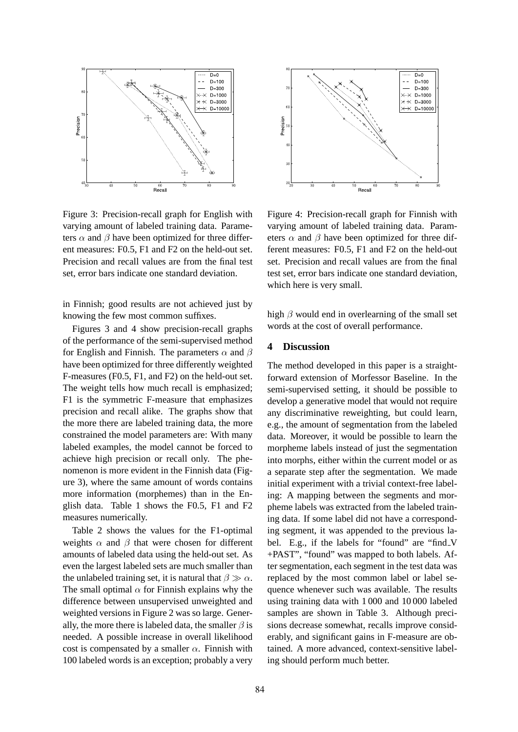Figure 3: Precision-recall graph for English with varying amount of labeled training data. Parameters $\alpha$ and $\beta$ have been optimized for three different measures: F0.5, F1 and F2 on the held-out set. Precision and recall values are from the final test set, error bars indicate one standard deviation.

Figure 4: Precision-recall graph for Finnish with varying amount of labeled training data. Parameters $\alpha$ and $\beta$ have been optimized for three different measures: F0.5, F1 and F2 on the held-out set. Precision and recall values are from the final test set, error bars indicate one standard deviation, which here is very small.

in Finnish; good results are not achieved just by knowing the few most common suffixes.

Figures 3 and 4 show precision-recall graphs of the performance of the semi-supervised method for English and Finnish. The parameters $\alpha$ and $\beta$ have been optimized for three differently weighted F-measures (F0.5, F1, and F2) on the held-out set. The weight tells how much recall is emphasized; F1 is the symmetric F-measure that emphasizes precision and recall alike. The graphs show that the more there are labeled training data, the more constrained the model parameters are: With many labeled examples, the model cannot be forced to achieve high precision or recall only. The phenomenon is more evident in the Finnish data (Figure 3), where the same amount of words contains more information (morphemes) than in the English data. Table 1 shows the F0.5, F1 and F2 measures numerically.

Table 2 shows the values for the F1-optimal weights $\alpha$ and $\beta$ that were chosen for different amounts of labeled data using the held-out set. As even the largest labeled sets are much smaller than the unlabeled training set, it is natural that $\beta \gg \alpha$. The small optimal $\alpha$ for Finnish explains why the difference between unsupervised unweighted and weighted versions in Figure 2 was so large. Generally, the more there is labeled data, the smaller $\beta$ is needed. A possible increase in overall likelihood cost is compensated by a smaller $\alpha$. Finnish with 100 labeled words is an exception; probably a very high $\beta$ would end in overlearning of the small set words at the cost of overall performance.

## 4 Discussion

The method developed in this paper is a straightforward extension of Morfessor Baseline. In the semi-supervised setting, it should be possible to develop a generative model that would not require any discriminative reweighting, but could learn, e.g., the amount of segmentation from the labeled data. Moreover, it would be possible to learn the morpheme labels instead of just the segmentation into morphs, either within the current model or as a separate step after the segmentation. We made initial experiment with a trivial context-free labeling: A mapping between the segments and morpheme labels was extracted from the labeled training data. If some label did not have a corresponding segment, it was appended to the previous label. E.g., if the labels for "found" are "find_V +PAST", "found" was mapped to both labels. After segmentation, each segment in the test data was replaced by the most common label or label sequence whenever such was available. The results using training data with 1 000 and 10 000 labeled samples are shown in Table 3. Although precisions decrease somewhat, recalls improve considerably, and significant gains in F-measure are obtained. A more advanced, context-sensitive labeling should perform much better.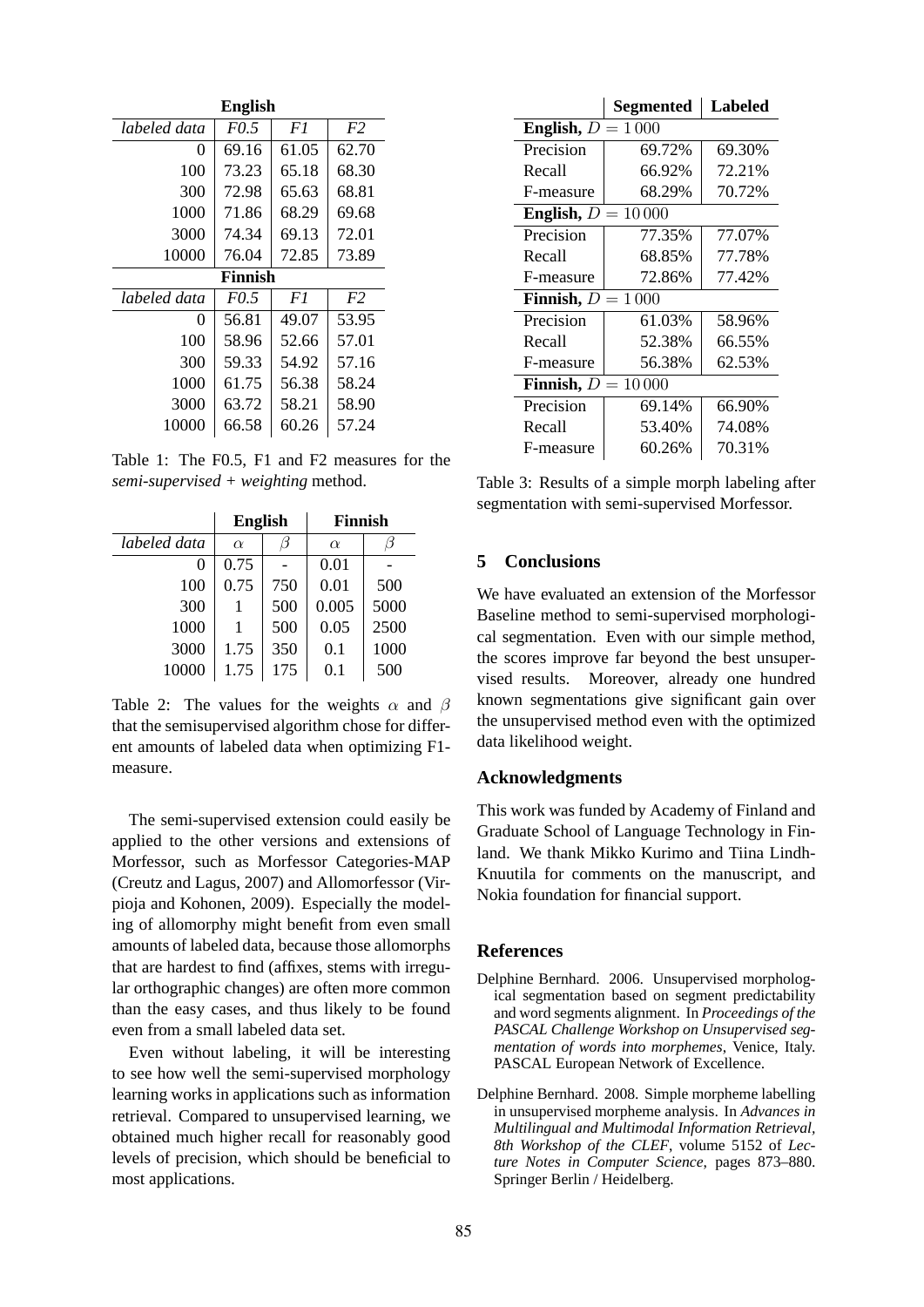| English | | | |
|---|---|---|---|
| *labeled data* | *F0.5* | *F1* | *F2* |
| 0 | 69.16 | 61.05 | 62.70 |
| 100 | 73.23 | 65.18 | 68.30 |
| 300 | 72.98 | 65.63 | 68.81 |
| 1000 | 71.86 | 68.29 | 69.68 |
| 3000 | 74.34 | 69.13 | 72.01 |
| 10000 | 76.04 | 72.85 | 73.89 |
| **Finnish** | | | |
| *labeled data* | *F0.5* | *F1* | *F2* |
| 0 | 56.81 | 49.07 | 53.95 |
| 100 | 58.96 | 52.66 | 57.01 |
| 300 | 59.33 | 54.92 | 57.16 |
| 1000 | 61.75 | 56.38 | 58.24 |
| 3000 | 63.72 | 58.21 | 58.90 |
| 10000 | 66.58 | 60.26 | 57.24 |

Table 1: The F0.5, F1 and F2 measures for the *semi-supervised + weighting* method.

| | English | | Finnish | |
|---|---|---|---|---|
| *labeled data* | $\alpha$ | $\beta$ | $\alpha$ | $\beta$ |
| 0 | 0.75 | - | 0.01 | - |
| 100 | 0.75 | 750 | 0.01 | 500 |
| 300 | 1 | 500 | 0.005 | 5000 |
| 1000 | 1 | 500 | 0.05 | 2500 |
| 3000 | 1.75 | 350 | 0.1 | 1000 |
| 10000 | 1.75 | 175 | 0.1 | 500 |

Table 2: The values for the weights $\alpha$ and $\beta$ that the semisupervised algorithm chose for different amounts of labeled data when optimizing F1-measure.

The semi-supervised extension could easily be applied to the other versions and extensions of Morfessor, such as Morfessor Categories-MAP (Creutz and Lagus, 2007) and Allomorfessor (Virpioja and Kohonen, 2009). Especially the modeling of allomorphy might benefit from even small amounts of labeled data, because those allomorphs that are hardest to find (affixes, stems with irregular orthographic changes) are often more common than the easy cases, and thus likely to be found even from a small labeled data set.

Even without labeling, it will be interesting to see how well the semi-supervised morphology learning works in applications such as information retrieval. Compared to unsupervised learning, we obtained much higher recall for reasonably good levels of precision, which should be beneficial to most applications.

| | Segmented | Labeled |
|---|---|---|
| **English,** $D = 1\,000$ | | |
| Precision | 69.72% | 69.30% |
| Recall | 66.92% | 72.21% |
| F-measure | 68.29% | 70.72% |
| **English,** $D = 10\,000$ | | |
| Precision | 77.35% | 77.07% |
| Recall | 68.85% | 77.78% |
| F-measure | 72.86% | 77.42% |
| **Finnish,** $D = 1\,000$ | | |
| Precision | 61.03% | 58.96% |
| Recall | 52.38% | 66.55% |
| F-measure | 56.38% | 62.53% |
| **Finnish,** $D = 10\,000$ | | |
| Precision | 69.14% | 66.90% |
| Recall | 53.40% | 74.08% |
| F-measure | 60.26% | 70.31% |

Table 3: Results of a simple morph labeling after segmentation with semi-supervised Morfessor.

## 5 Conclusions

We have evaluated an extension of the Morfessor Baseline method to semi-supervised morphological segmentation. Even with our simple method, the scores improve far beyond the best unsupervised results. Moreover, already one hundred known segmentations give significant gain over the unsupervised method even with the optimized data likelihood weight.

## Acknowledgments

This work was funded by Academy of Finland and Graduate School of Language Technology in Finland. We thank Mikko Kurimo and Tiina Lindh-Knuutila for comments on the manuscript, and Nokia foundation for financial support.

## References

Delphine Bernhard. 2006. Unsupervised morphological segmentation based on segment predictability and word segments alignment. In *Proceedings of the PASCAL Challenge Workshop on Unsupervised segmentation of words into morphemes*, Venice, Italy. PASCAL European Network of Excellence.

Delphine Bernhard. 2008. Simple morpheme labelling in unsupervised morpheme analysis. In *Advances in Multilingual and Multimodal Information Retrieval, 8th Workshop of the CLEF*, volume 5152 of *Lecture Notes in Computer Science*, pages 873–880. Springer Berlin / Heidelberg.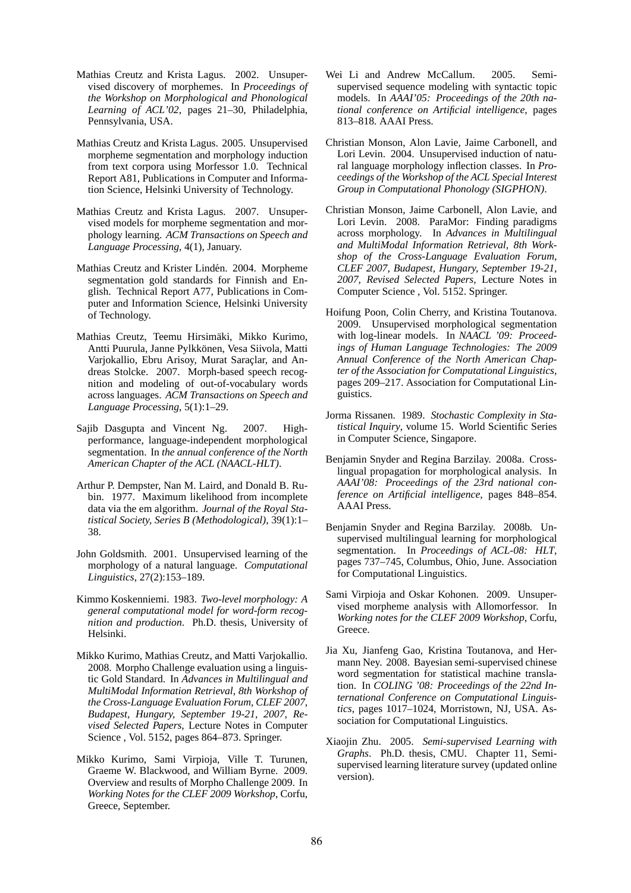Mathias Creutz and Krista Lagus. 2002. Unsupervised discovery of morphemes. In *Proceedings of the Workshop on Morphological and Phonological Learning of ACL'02*, pages 21–30, Philadelphia, Pennsylvania, USA.

Mathias Creutz and Krista Lagus. 2005. Unsupervised morpheme segmentation and morphology induction from text corpora using Morfessor 1.0. Technical Report A81, Publications in Computer and Information Science, Helsinki University of Technology.

Mathias Creutz and Krista Lagus. 2007. Unsupervised models for morpheme segmentation and morphology learning. *ACM Transactions on Speech and Language Processing*, 4(1), January.

Mathias Creutz and Krister Lindén. 2004. Morpheme segmentation gold standards for Finnish and English. Technical Report A77, Publications in Computer and Information Science, Helsinki University of Technology.

Mathias Creutz, Teemu Hirsimäki, Mikko Kurimo, Antti Puurula, Janne Pylkkönen, Vesa Siivola, Matti Varjokallio, Ebru Arisoy, Murat Saraçlar, and Andreas Stolcke. 2007. Morph-based speech recognition and modeling of out-of-vocabulary words across languages. *ACM Transactions on Speech and Language Processing*, 5(1):1–29.

Sajib Dasgupta and Vincent Ng. 2007. High-performance, language-independent morphological segmentation. In *the annual conference of the North American Chapter of the ACL (NAACL-HLT)*.

Arthur P. Dempster, Nan M. Laird, and Donald B. Rubin. 1977. Maximum likelihood from incomplete data via the em algorithm. *Journal of the Royal Statistical Society, Series B (Methodological)*, 39(1):1–38.

John Goldsmith. 2001. Unsupervised learning of the morphology of a natural language. *Computational Linguistics*, 27(2):153–189.

Kimmo Koskenniemi. 1983. *Two-level morphology: A general computational model for word-form recognition and production*. Ph.D. thesis, University of Helsinki.

Mikko Kurimo, Mathias Creutz, and Matti Varjokallio. 2008. Morpho Challenge evaluation using a linguistic Gold Standard. In *Advances in Multilingual and MultiModal Information Retrieval, 8th Workshop of the Cross-Language Evaluation Forum, CLEF 2007, Budapest, Hungary, September 19-21, 2007, Revised Selected Papers*, Lecture Notes in Computer Science , Vol. 5152, pages 864–873. Springer.

Mikko Kurimo, Sami Virpioja, Ville T. Turunen, Graeme W. Blackwood, and William Byrne. 2009. Overview and results of Morpho Challenge 2009. In *Working Notes for the CLEF 2009 Workshop*, Corfu, Greece, September.

Wei Li and Andrew McCallum. 2005. Semi-supervised sequence modeling with syntactic topic models. In *AAAI'05: Proceedings of the 20th national conference on Artificial intelligence*, pages 813–818. AAAI Press.

Christian Monson, Alon Lavie, Jaime Carbonell, and Lori Levin. 2004. Unsupervised induction of natural language morphology inflection classes. In *Proceedings of the Workshop of the ACL Special Interest Group in Computational Phonology (SIGPHON)*.

Christian Monson, Jaime Carbonell, Alon Lavie, and Lori Levin. 2008. ParaMor: Finding paradigms across morphology. In *Advances in Multilingual and MultiModal Information Retrieval, 8th Workshop of the Cross-Language Evaluation Forum, CLEF 2007, Budapest, Hungary, September 19-21, 2007, Revised Selected Papers*, Lecture Notes in Computer Science , Vol. 5152. Springer.

Hoifung Poon, Colin Cherry, and Kristina Toutanova. 2009. Unsupervised morphological segmentation with log-linear models. In *NAACL '09: Proceedings of Human Language Technologies: The 2009 Annual Conference of the North American Chapter of the Association for Computational Linguistics*, pages 209–217. Association for Computational Linguistics.

Jorma Rissanen. 1989. *Stochastic Complexity in Statistical Inquiry*, volume 15. World Scientific Series in Computer Science, Singapore.

Benjamin Snyder and Regina Barzilay. 2008a. Cross-lingual propagation for morphological analysis. In *AAAI'08: Proceedings of the 23rd national conference on Artificial intelligence*, pages 848–854. AAAI Press.

Benjamin Snyder and Regina Barzilay. 2008b. Unsupervised multilingual learning for morphological segmentation. In *Proceedings of ACL-08: HLT*, pages 737–745, Columbus, Ohio, June. Association for Computational Linguistics.

Sami Virpioja and Oskar Kohonen. 2009. Unsupervised morpheme analysis with Allomorfessor. In *Working notes for the CLEF 2009 Workshop*, Corfu, Greece.

Jia Xu, Jianfeng Gao, Kristina Toutanova, and Hermann Ney. 2008. Bayesian semi-supervised chinese word segmentation for statistical machine translation. In *COLING '08: Proceedings of the 22nd International Conference on Computational Linguistics*, pages 1017–1024, Morristown, NJ, USA. Association for Computational Linguistics.

Xiaojin Zhu. 2005. *Semi-supervised Learning with Graphs*. Ph.D. thesis, CMU. Chapter 11, Semi-supervised learning literature survey (updated online version).